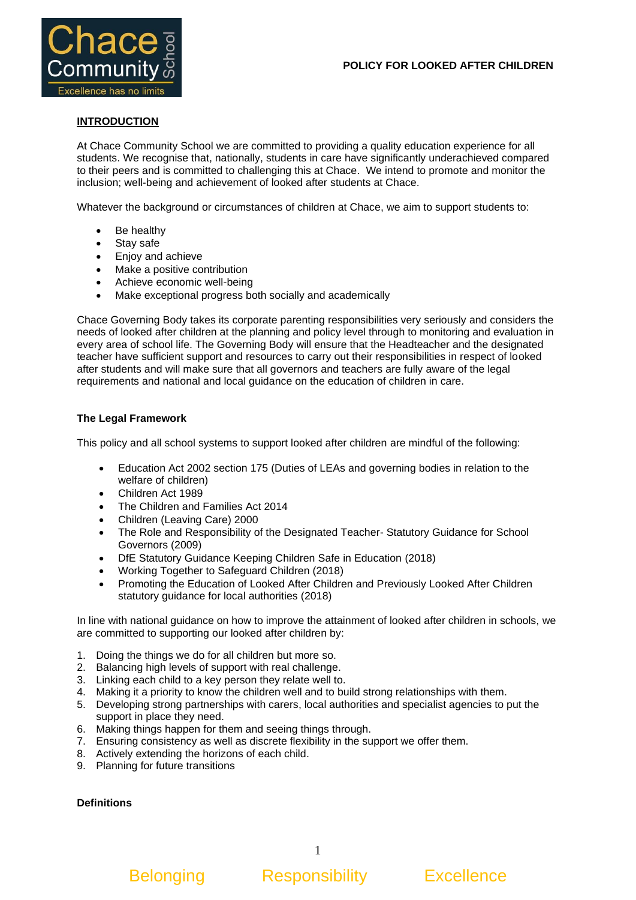# POLICY FOR LOOKED AFTER CHILDREN

## INTRODUCTION

At Chace Community School we are committed to providing a quality education experience for all students. We recognise that, nationally, students in care have significantly underachieved compared to their peers and is committed to challenging this at Chace. We intend to promote and monitor the inclusion; well-being and achievement of looked after students at Chace.

Whatever the background or circumstances of children at Chace, we aim to support students to:

- Be healthy
- Stay safe
- Enjoy and achieve
- Make a positive contribution
- Achieve economic well-being
- Make exceptional progress both socially and academically

Chace Governing Body takes its corporate parenting responsibilities very seriously and considers the needs of looked after children at the planning and policy level through to monitoring and evaluation in every area of school life. The Governing Body will ensure that the Headteacher and the designated teacher have sufficient support and resources to carry out their responsibilities in respect of looked after students and will make sure that all governors and teachers are fully aware of the legal requirements and national and local guidance on the education of children in care.

### The Legal Framework

This policy and all school systems to support looked after children are mindful of the following:

- Education Act 2002 section 175 (Duties of LEAs and governing bodies in relation to the welfare of children)
- Children Act 1989
- The Children and Families Act 2014
- Children (Leaving Care) 2000
- The Role and Responsibility of the Designated Teacher- Statutory Guidance for School Governors (2009)
- DfE Statutory Guidance Keeping Children Safe in Education (2018)
- Working Together to Safeguard Children (2018)
- Promoting the Education of Looked After Children and Previously Looked After Children statutory guidance for local authorities (2018)

In line with national guidance on how to improve the attainment of looked after children in schools, we are committed to supporting our looked after children by:

1. Doing the things we do for all children but more so.
2. Balancing high levels of support with real challenge.
3. Linking each child to a key person they relate well to.
4. Making it a priority to know the children well and to build strong relationships with them.
5. Developing strong partnerships with carers, local authorities and specialist agencies to put the support in place they need.
6. Making things happen for them and seeing things through.
7. Ensuring consistency as well as discrete flexibility in the support we offer them.
8. Actively extending the horizons of each child.
9. Planning for future transitions

### Definitions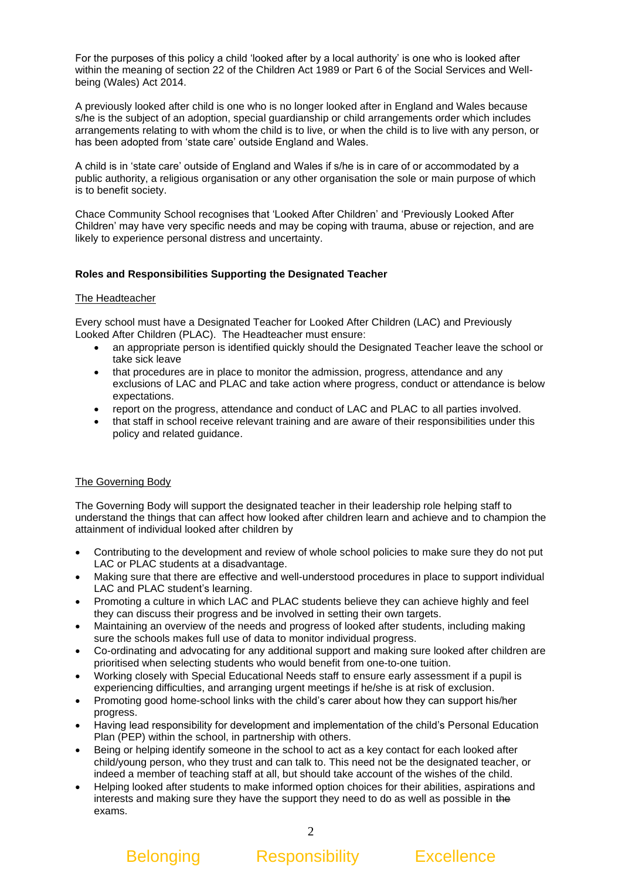For the purposes of this policy a child 'looked after by a local authority' is one who is looked after within the meaning of section 22 of the Children Act 1989 or Part 6 of the Social Services and Well-being (Wales) Act 2014.

A previously looked after child is one who is no longer looked after in England and Wales because s/he is the subject of an adoption, special guardianship or child arrangements order which includes arrangements relating to with whom the child is to live, or when the child is to live with any person, or has been adopted from 'state care' outside England and Wales.

A child is in 'state care' outside of England and Wales if s/he is in care of or accommodated by a public authority, a religious organisation or any other organisation the sole or main purpose of which is to benefit society.

Chace Community School recognises that 'Looked After Children' and 'Previously Looked After Children' may have very specific needs and may be coping with trauma, abuse or rejection, and are likely to experience personal distress and uncertainty.

**Roles and Responsibilities Supporting the Designated Teacher**

The Headteacher

Every school must have a Designated Teacher for Looked After Children (LAC) and Previously Looked After Children (PLAC). The Headteacher must ensure:

- an appropriate person is identified quickly should the Designated Teacher leave the school or take sick leave
- that procedures are in place to monitor the admission, progress, attendance and any exclusions of LAC and PLAC and take action where progress, conduct or attendance is below expectations.
- report on the progress, attendance and conduct of LAC and PLAC to all parties involved.
- that staff in school receive relevant training and are aware of their responsibilities under this policy and related guidance.

The Governing Body

The Governing Body will support the designated teacher in their leadership role helping staff to understand the things that can affect how looked after children learn and achieve and to champion the attainment of individual looked after children by

- Contributing to the development and review of whole school policies to make sure they do not put LAC or PLAC students at a disadvantage.
- Making sure that there are effective and well-understood procedures in place to support individual LAC and PLAC student's learning.
- Promoting a culture in which LAC and PLAC students believe they can achieve highly and feel they can discuss their progress and be involved in setting their own targets.
- Maintaining an overview of the needs and progress of looked after students, including making sure the schools makes full use of data to monitor individual progress.
- Co-ordinating and advocating for any additional support and making sure looked after children are prioritised when selecting students who would benefit from one-to-one tuition.
- Working closely with Special Educational Needs staff to ensure early assessment if a pupil is experiencing difficulties, and arranging urgent meetings if he/she is at risk of exclusion.
- Promoting good home-school links with the child's carer about how they can support his/her progress.
- Having lead responsibility for development and implementation of the child's Personal Education Plan (PEP) within the school, in partnership with others.
- Being or helping identify someone in the school to act as a key contact for each looked after child/young person, who they trust and can talk to. This need not be the designated teacher, or indeed a member of teaching staff at all, but should take account of the wishes of the child.
- Helping looked after students to make informed option choices for their abilities, aspirations and interests and making sure they have the support they need to do as well as possible in ~~the~~ exams.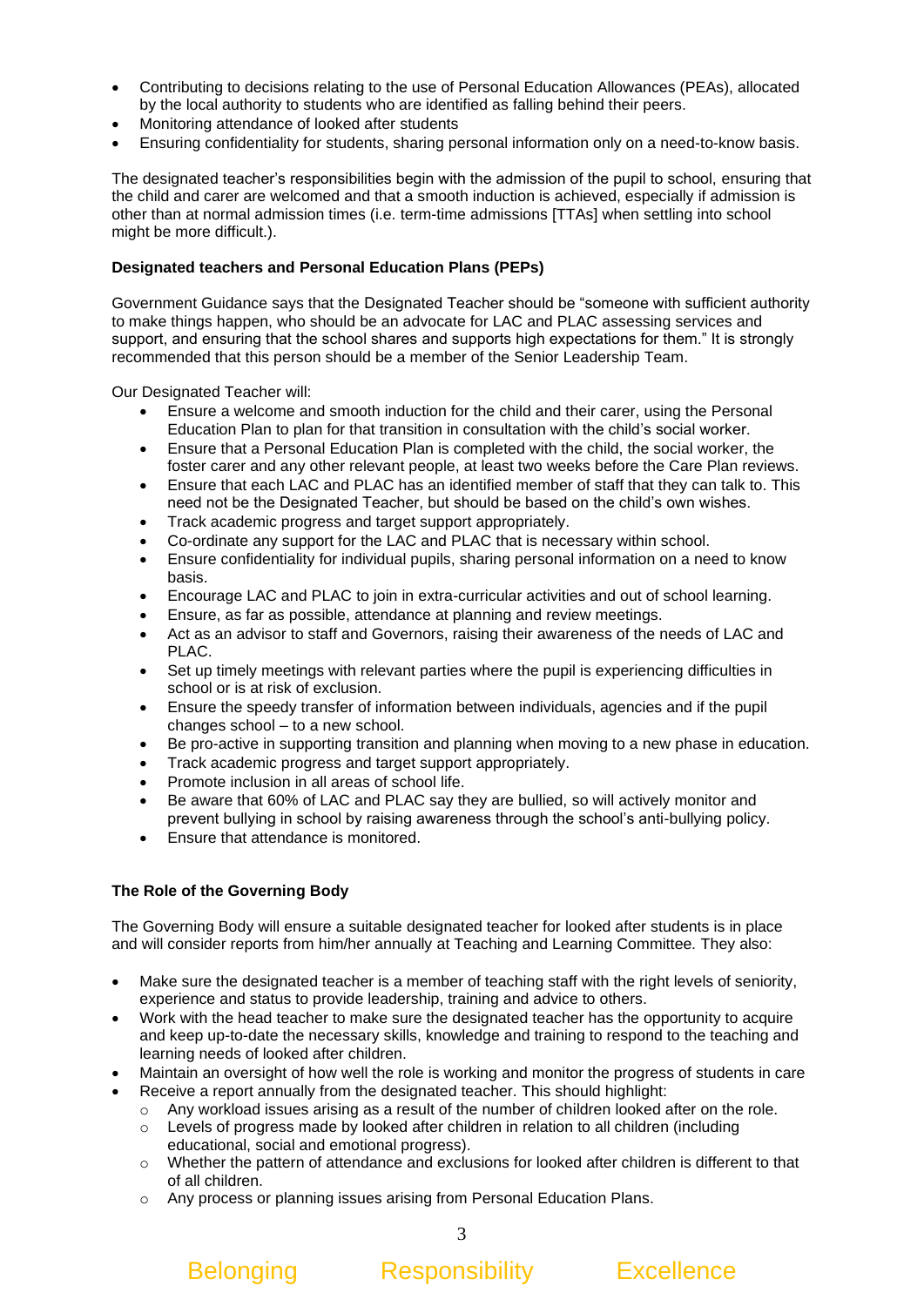- Contributing to decisions relating to the use of Personal Education Allowances (PEAs), allocated by the local authority to students who are identified as falling behind their peers.
- Monitoring attendance of looked after students
- Ensuring confidentiality for students, sharing personal information only on a need-to-know basis.

The designated teacher's responsibilities begin with the admission of the pupil to school, ensuring that the child and carer are welcomed and that a smooth induction is achieved, especially if admission is other than at normal admission times (i.e. term-time admissions [TTAs] when settling into school might be more difficult.).

**Designated teachers and Personal Education Plans (PEPs)**

Government Guidance says that the Designated Teacher should be "someone with sufficient authority to make things happen, who should be an advocate for LAC and PLAC assessing services and support, and ensuring that the school shares and supports high expectations for them." It is strongly recommended that this person should be a member of the Senior Leadership Team.

Our Designated Teacher will:

- Ensure a welcome and smooth induction for the child and their carer, using the Personal Education Plan to plan for that transition in consultation with the child's social worker.
- Ensure that a Personal Education Plan is completed with the child, the social worker, the foster carer and any other relevant people, at least two weeks before the Care Plan reviews.
- Ensure that each LAC and PLAC has an identified member of staff that they can talk to. This need not be the Designated Teacher, but should be based on the child's own wishes.
- Track academic progress and target support appropriately.
- Co-ordinate any support for the LAC and PLAC that is necessary within school.
- Ensure confidentiality for individual pupils, sharing personal information on a need to know basis.
- Encourage LAC and PLAC to join in extra-curricular activities and out of school learning.
- Ensure, as far as possible, attendance at planning and review meetings.
- Act as an advisor to staff and Governors, raising their awareness of the needs of LAC and PLAC.
- Set up timely meetings with relevant parties where the pupil is experiencing difficulties in school or is at risk of exclusion.
- Ensure the speedy transfer of information between individuals, agencies and if the pupil changes school – to a new school.
- Be pro-active in supporting transition and planning when moving to a new phase in education.
- Track academic progress and target support appropriately.
- Promote inclusion in all areas of school life.
- Be aware that 60% of LAC and PLAC say they are bullied, so will actively monitor and prevent bullying in school by raising awareness through the school's anti-bullying policy.
- Ensure that attendance is monitored.

**The Role of the Governing Body**

The Governing Body will ensure a suitable designated teacher for looked after students is in place and will consider reports from him/her annually at Teaching and Learning Committee. They also:

- Make sure the designated teacher is a member of teaching staff with the right levels of seniority, experience and status to provide leadership, training and advice to others.
- Work with the head teacher to make sure the designated teacher has the opportunity to acquire and keep up-to-date the necessary skills, knowledge and training to respond to the teaching and learning needs of looked after children.
- Maintain an oversight of how well the role is working and monitor the progress of students in care
- Receive a report annually from the designated teacher. This should highlight:
    - Any workload issues arising as a result of the number of children looked after on the role.
    - Levels of progress made by looked after children in relation to all children (including educational, social and emotional progress).
    - Whether the pattern of attendance and exclusions for looked after children is different to that of all children.
    - Any process or planning issues arising from Personal Education Plans.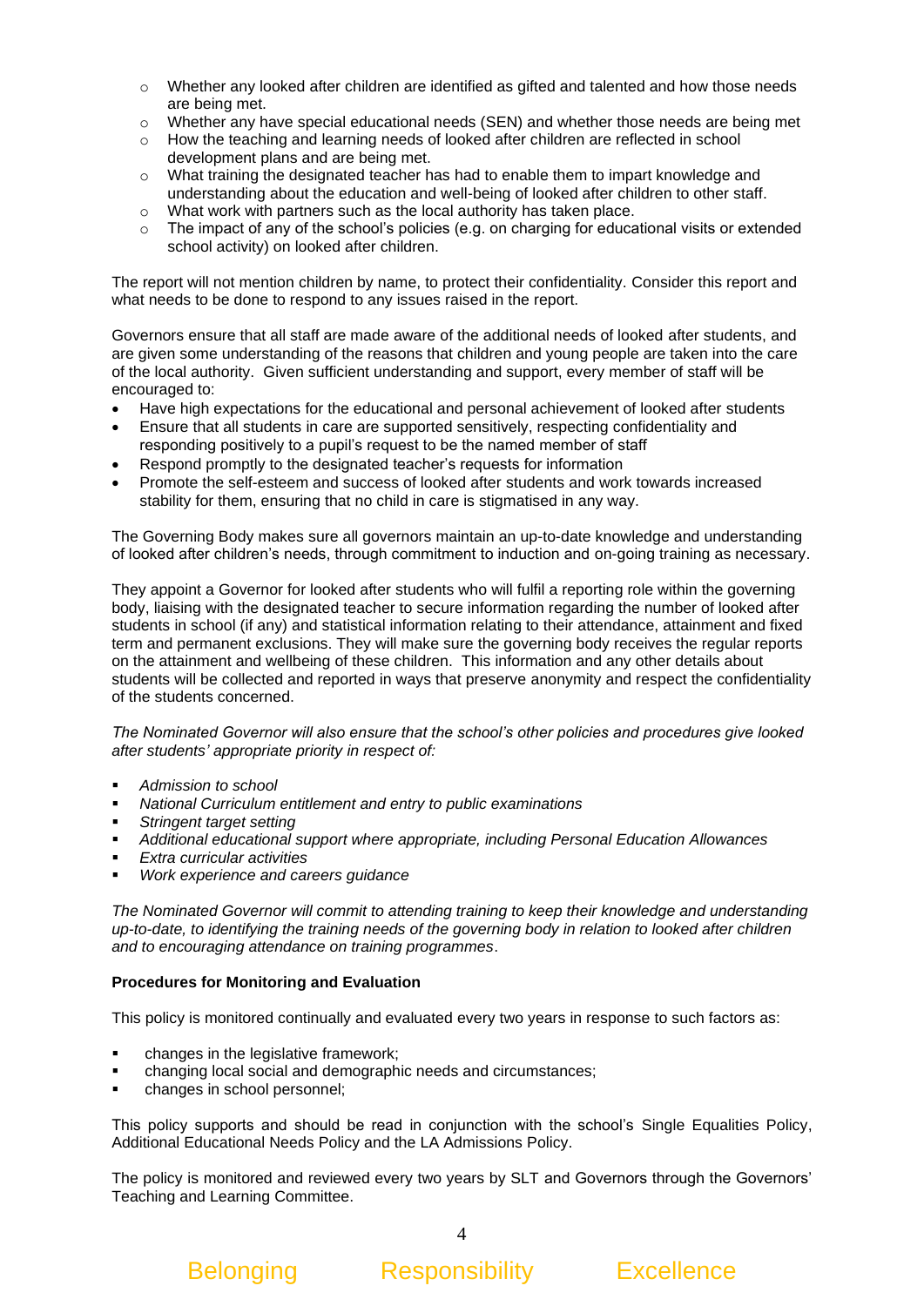- Whether any looked after children are identified as gifted and talented and how those needs are being met.
- Whether any have special educational needs (SEN) and whether those needs are being met
- How the teaching and learning needs of looked after children are reflected in school development plans and are being met.
- What training the designated teacher has had to enable them to impart knowledge and understanding about the education and well-being of looked after children to other staff.
- What work with partners such as the local authority has taken place.
- The impact of any of the school's policies (e.g. on charging for educational visits or extended school activity) on looked after children.

The report will not mention children by name, to protect their confidentiality. Consider this report and what needs to be done to respond to any issues raised in the report.

Governors ensure that all staff are made aware of the additional needs of looked after students, and are given some understanding of the reasons that children and young people are taken into the care of the local authority. Given sufficient understanding and support, every member of staff will be encouraged to:

- Have high expectations for the educational and personal achievement of looked after students
- Ensure that all students in care are supported sensitively, respecting confidentiality and responding positively to a pupil's request to be the named member of staff
- Respond promptly to the designated teacher's requests for information
- Promote the self-esteem and success of looked after students and work towards increased stability for them, ensuring that no child in care is stigmatised in any way.

The Governing Body makes sure all governors maintain an up-to-date knowledge and understanding of looked after children's needs, through commitment to induction and on-going training as necessary.

They appoint a Governor for looked after students who will fulfil a reporting role within the governing body, liaising with the designated teacher to secure information regarding the number of looked after students in school (if any) and statistical information relating to their attendance, attainment and fixed term and permanent exclusions. They will make sure the governing body receives the regular reports on the attainment and wellbeing of these children. This information and any other details about students will be collected and reported in ways that preserve anonymity and respect the confidentiality of the students concerned.

*The Nominated Governor will also ensure that the school's other policies and procedures give looked after students' appropriate priority in respect of:*

- *Admission to school*
- *National Curriculum entitlement and entry to public examinations*
- *Stringent target setting*
- *Additional educational support where appropriate, including Personal Education Allowances*
- *Extra curricular activities*
- *Work experience and careers guidance*

*The Nominated Governor will commit to attending training to keep their knowledge and understanding up-to-date, to identifying the training needs of the governing body in relation to looked after children and to encouraging attendance on training programmes*.

**Procedures for Monitoring and Evaluation**

This policy is monitored continually and evaluated every two years in response to such factors as:

- changes in the legislative framework;
- changing local social and demographic needs and circumstances;
- changes in school personnel;

This policy supports and should be read in conjunction with the school's Single Equalities Policy, Additional Educational Needs Policy and the LA Admissions Policy.

The policy is monitored and reviewed every two years by SLT and Governors through the Governors' Teaching and Learning Committee.